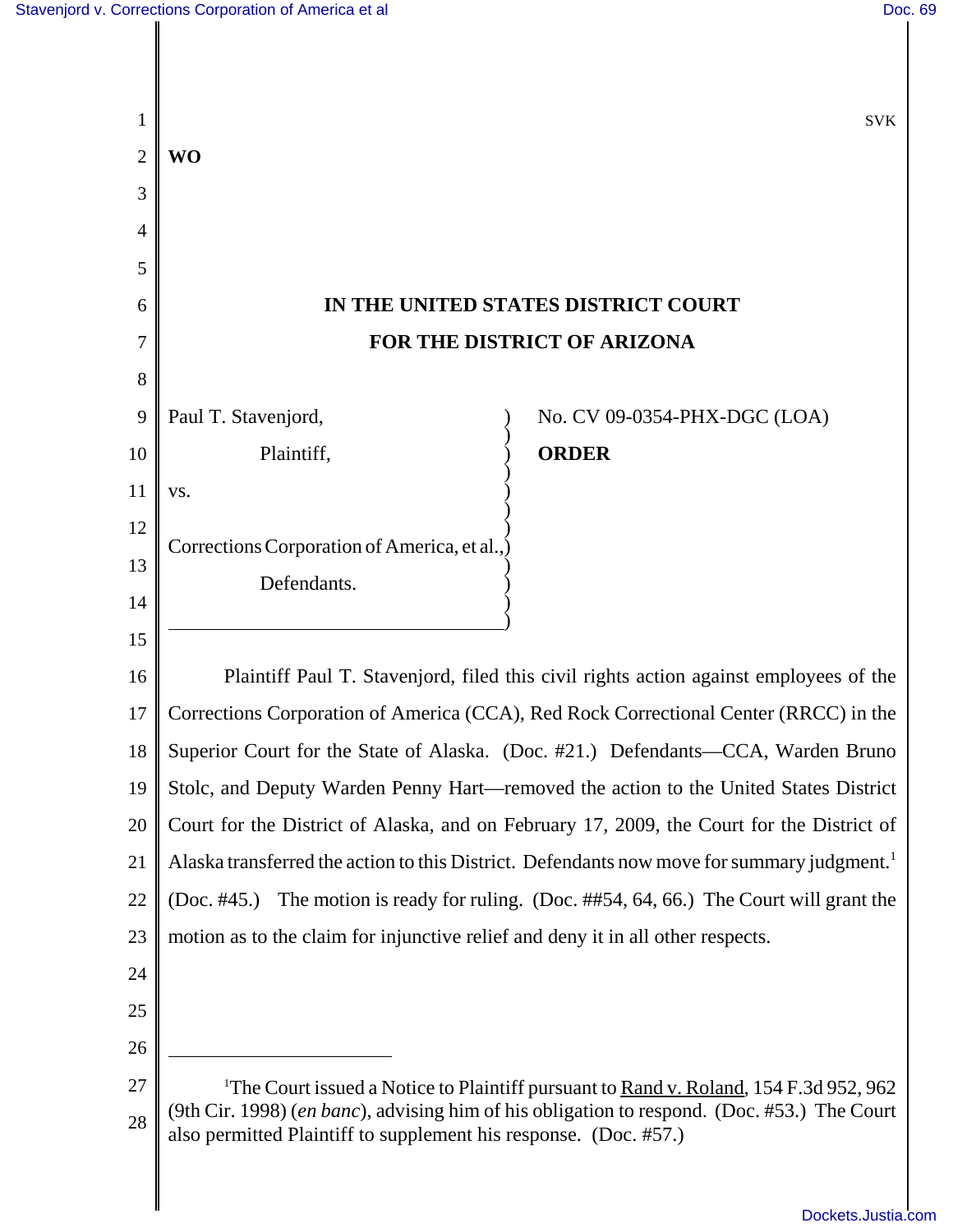SVK

**WO**

# IN THE UNITED STATES DISTRICT COURT
# FOR THE DISTRICT OF ARIZONA

| | |
|---|---|
| Paul T. Stavenjord,<br><br>Plaintiff,<br><br>vs.<br><br>Corrections Corporation of America, et al.,<br><br>Defendants. | No. CV 09-0354-PHX-DGC (LOA)<br><br>**ORDER** |

Plaintiff Paul T. Stavenjord, filed this civil rights action against employees of the Corrections Corporation of America (CCA), Red Rock Correctional Center (RRCC) in the Superior Court for the State of Alaska. (Doc. #21.) Defendants—CCA, Warden Bruno Stolc, and Deputy Warden Penny Hart—removed the action to the United States District Court for the District of Alaska, and on February 17, 2009, the Court for the District of Alaska transferred the action to this District. Defendants now move for summary judgment.[1] (Doc. #45.) The motion is ready for ruling. (Doc. ##54, 64, 66.) The Court will grant the motion as to the claim for injunctive relief and deny it in all other respects.

---

[1] The Court issued a Notice to Plaintiff pursuant to Rand v. Roland, 154 F.3d 952, 962 (9th Cir. 1998) (*en banc*), advising him of his obligation to respond. (Doc. #53.) The Court also permitted Plaintiff to supplement his response. (Doc. #57.)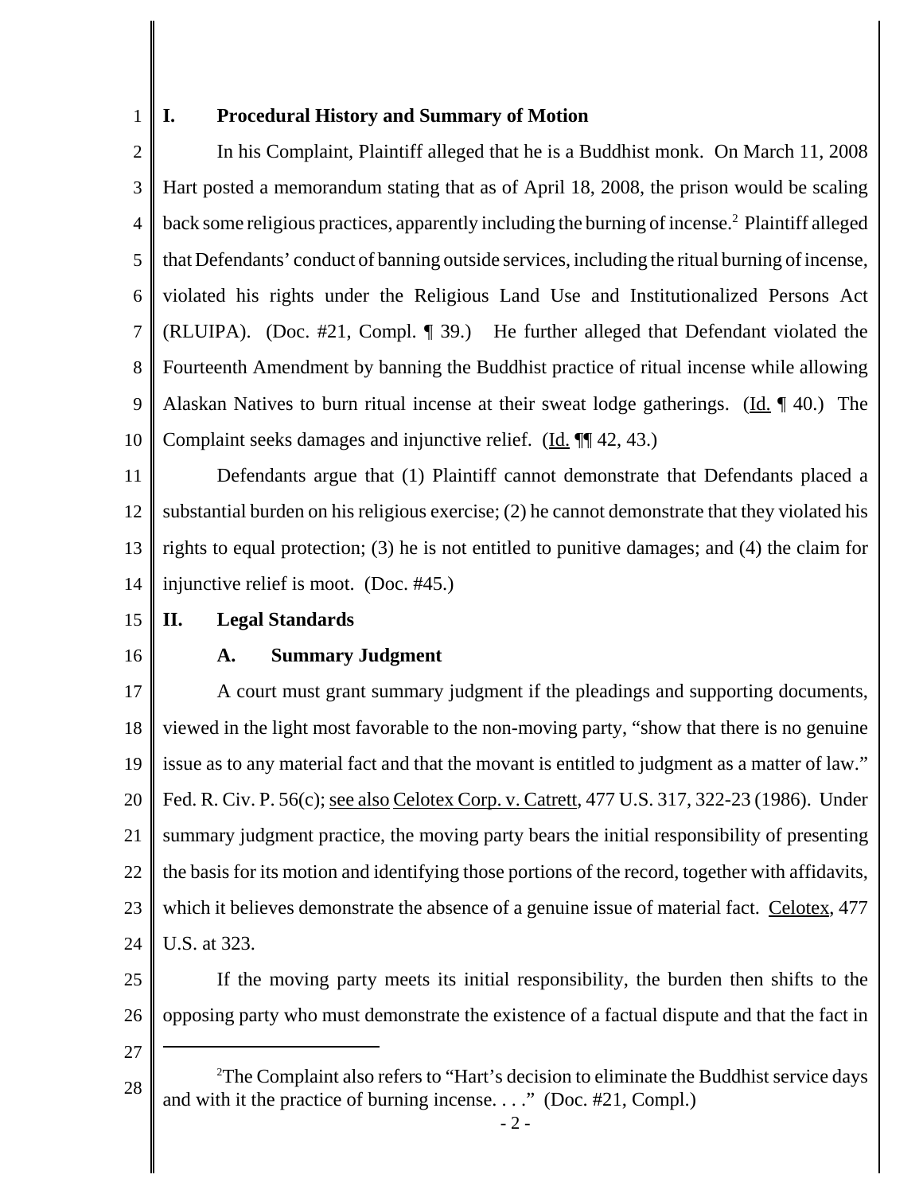## I. Procedural History and Summary of Motion

In his Complaint, Plaintiff alleged that he is a Buddhist monk. On March 11, 2008 Hart posted a memorandum stating that as of April 18, 2008, the prison would be scaling back some religious practices, apparently including the burning of incense.[2] Plaintiff alleged that Defendants' conduct of banning outside services, including the ritual burning of incense, violated his rights under the Religious Land Use and Institutionalized Persons Act (RLUIPA). (Doc. #21, Compl. ¶ 39.) He further alleged that Defendant violated the Fourteenth Amendment by banning the Buddhist practice of ritual incense while allowing Alaskan Natives to burn ritual incense at their sweat lodge gatherings. (Id. ¶ 40.) The Complaint seeks damages and injunctive relief. (Id. ¶¶ 42, 43.)

Defendants argue that (1) Plaintiff cannot demonstrate that Defendants placed a substantial burden on his religious exercise; (2) he cannot demonstrate that they violated his rights to equal protection; (3) he is not entitled to punitive damages; and (4) the claim for injunctive relief is moot. (Doc. #45.)

## II. Legal Standards

### A. Summary Judgment

A court must grant summary judgment if the pleadings and supporting documents, viewed in the light most favorable to the non-moving party, "show that there is no genuine issue as to any material fact and that the movant is entitled to judgment as a matter of law." Fed. R. Civ. P. 56(c); see also Celotex Corp. v. Catrett, 477 U.S. 317, 322-23 (1986). Under summary judgment practice, the moving party bears the initial responsibility of presenting the basis for its motion and identifying those portions of the record, together with affidavits, which it believes demonstrate the absence of a genuine issue of material fact. Celotex, 477 U.S. at 323.

If the moving party meets its initial responsibility, the burden then shifts to the opposing party who must demonstrate the existence of a factual dispute and that the fact in

---

[2]The Complaint also refers to "Hart's decision to eliminate the Buddhist service days and with it the practice of burning incense. . . ." (Doc. #21, Compl.)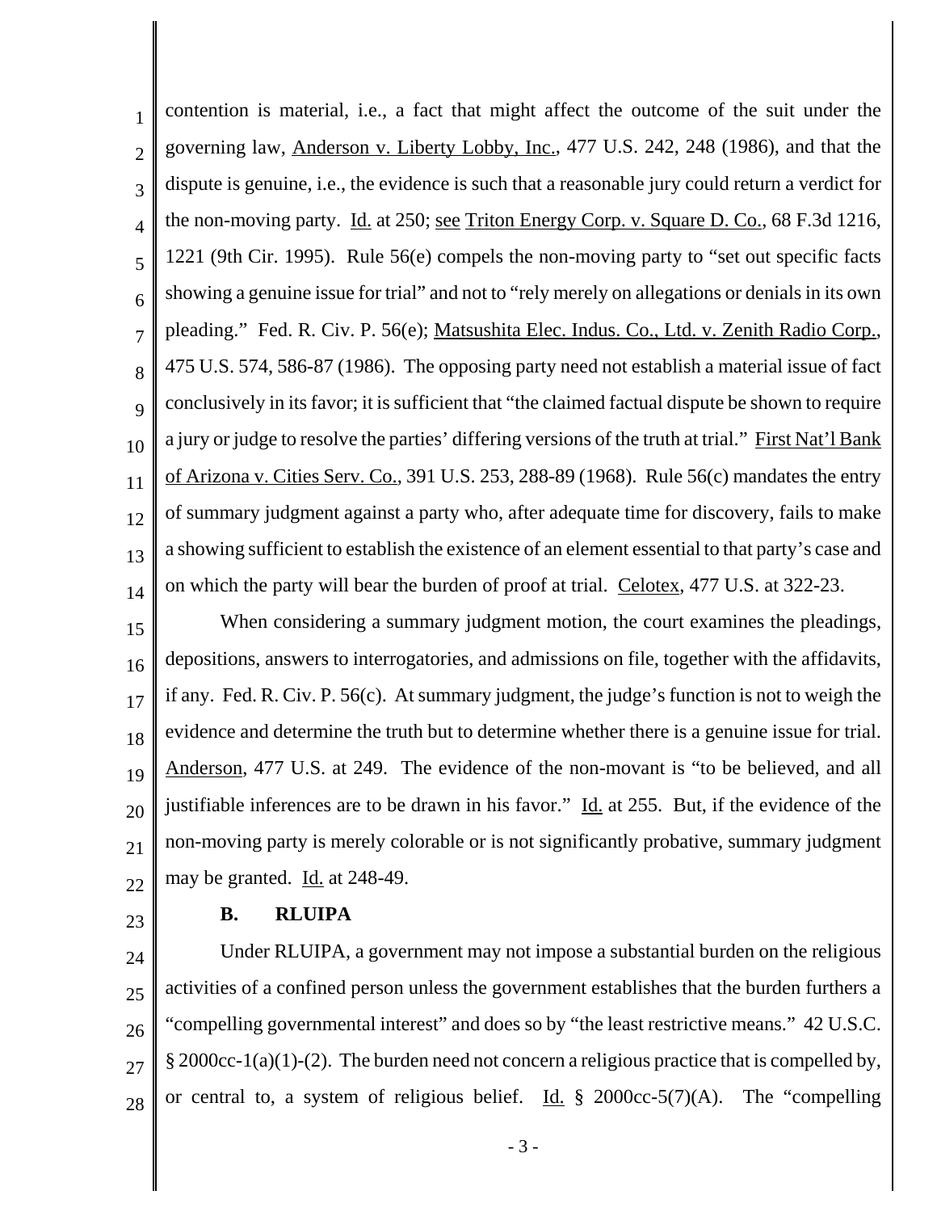contention is material, i.e., a fact that might affect the outcome of the suit under the governing law, Anderson v. Liberty Lobby, Inc., 477 U.S. 242, 248 (1986), and that the dispute is genuine, i.e., the evidence is such that a reasonable jury could return a verdict for the non-moving party. Id. at 250; see Triton Energy Corp. v. Square D. Co., 68 F.3d 1216, 1221 (9th Cir. 1995). Rule 56(e) compels the non-moving party to "set out specific facts showing a genuine issue for trial" and not to "rely merely on allegations or denials in its own pleading." Fed. R. Civ. P. 56(e); Matsushita Elec. Indus. Co., Ltd. v. Zenith Radio Corp., 475 U.S. 574, 586-87 (1986). The opposing party need not establish a material issue of fact conclusively in its favor; it is sufficient that "the claimed factual dispute be shown to require a jury or judge to resolve the parties' differing versions of the truth at trial." First Nat'l Bank of Arizona v. Cities Serv. Co., 391 U.S. 253, 288-89 (1968). Rule 56(c) mandates the entry of summary judgment against a party who, after adequate time for discovery, fails to make a showing sufficient to establish the existence of an element essential to that party's case and on which the party will bear the burden of proof at trial. Celotex, 477 U.S. at 322-23.

When considering a summary judgment motion, the court examines the pleadings, depositions, answers to interrogatories, and admissions on file, together with the affidavits, if any. Fed. R. Civ. P. 56(c). At summary judgment, the judge's function is not to weigh the evidence and determine the truth but to determine whether there is a genuine issue for trial. Anderson, 477 U.S. at 249. The evidence of the non-movant is "to be believed, and all justifiable inferences are to be drawn in his favor." Id. at 255. But, if the evidence of the non-moving party is merely colorable or is not significantly probative, summary judgment may be granted. Id. at 248-49.

**B. RLUIPA**

Under RLUIPA, a government may not impose a substantial burden on the religious activities of a confined person unless the government establishes that the burden furthers a "compelling governmental interest" and does so by "the least restrictive means." 42 U.S.C. § 2000cc-1(a)(1)-(2). The burden need not concern a religious practice that is compelled by, or central to, a system of religious belief. Id. § 2000cc-5(7)(A). The "compelling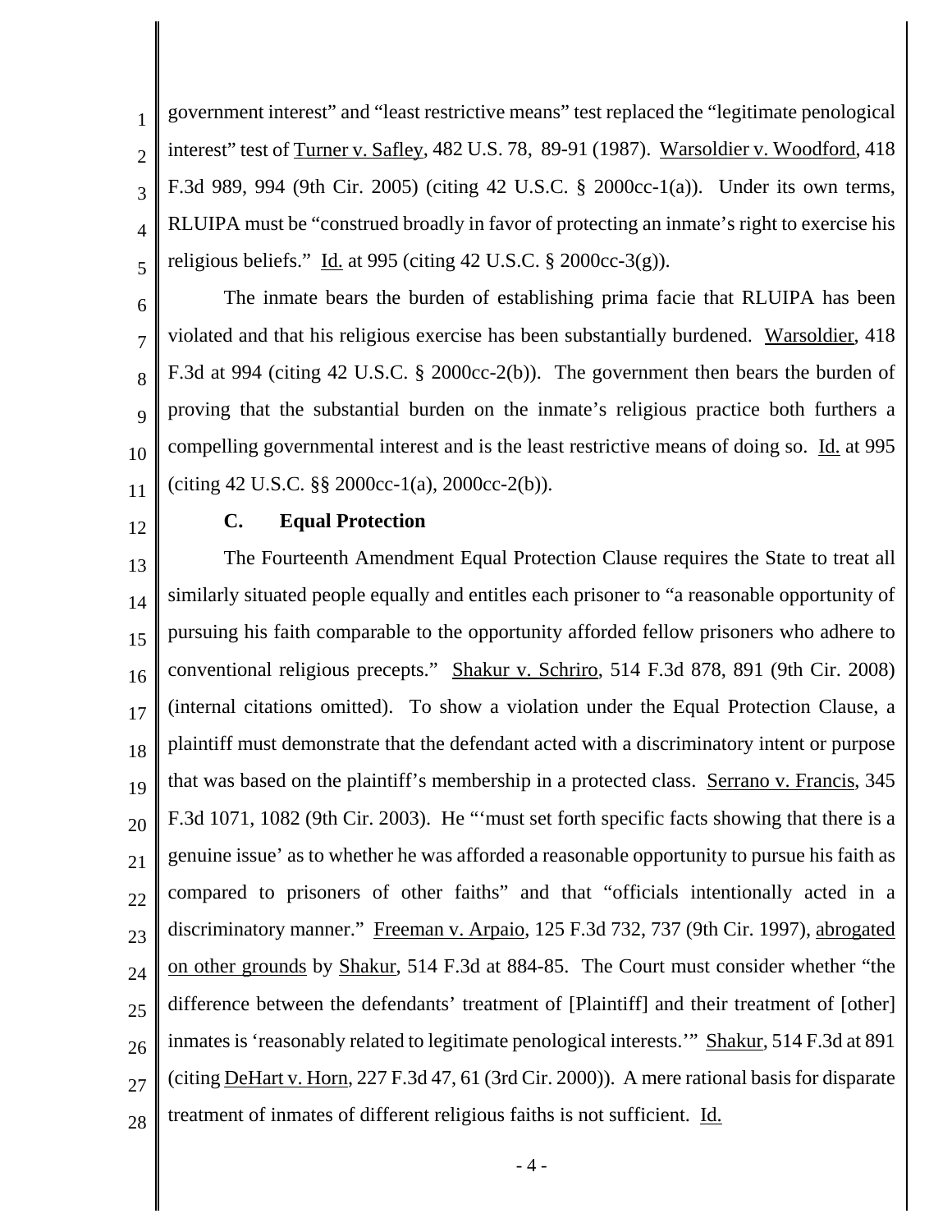government interest" and "least restrictive means" test replaced the "legitimate penological interest" test of Turner v. Safley, 482 U.S. 78, 89-91 (1987). Warsoldier v. Woodford, 418 F.3d 989, 994 (9th Cir. 2005) (citing 42 U.S.C. § 2000cc-1(a)). Under its own terms, RLUIPA must be "construed broadly in favor of protecting an inmate's right to exercise his religious beliefs." Id. at 995 (citing 42 U.S.C. § 2000cc-3(g)).

The inmate bears the burden of establishing prima facie that RLUIPA has been violated and that his religious exercise has been substantially burdened. Warsoldier, 418 F.3d at 994 (citing 42 U.S.C. § 2000cc-2(b)). The government then bears the burden of proving that the substantial burden on the inmate's religious practice both furthers a compelling governmental interest and is the least restrictive means of doing so. Id. at 995 (citing 42 U.S.C. §§ 2000cc-1(a), 2000cc-2(b)).

**C. Equal Protection**

The Fourteenth Amendment Equal Protection Clause requires the State to treat all similarly situated people equally and entitles each prisoner to "a reasonable opportunity of pursuing his faith comparable to the opportunity afforded fellow prisoners who adhere to conventional religious precepts." Shakur v. Schriro, 514 F.3d 878, 891 (9th Cir. 2008) (internal citations omitted). To show a violation under the Equal Protection Clause, a plaintiff must demonstrate that the defendant acted with a discriminatory intent or purpose that was based on the plaintiff's membership in a protected class. Serrano v. Francis, 345 F.3d 1071, 1082 (9th Cir. 2003). He "'must set forth specific facts showing that there is a genuine issue' as to whether he was afforded a reasonable opportunity to pursue his faith as compared to prisoners of other faiths" and that "officials intentionally acted in a discriminatory manner." Freeman v. Arpaio, 125 F.3d 732, 737 (9th Cir. 1997), abrogated on other grounds by Shakur, 514 F.3d at 884-85. The Court must consider whether "the difference between the defendants' treatment of [Plaintiff] and their treatment of [other] inmates is 'reasonably related to legitimate penological interests.'" Shakur, 514 F.3d at 891 (citing DeHart v. Horn, 227 F.3d 47, 61 (3rd Cir. 2000)). A mere rational basis for disparate treatment of inmates of different religious faiths is not sufficient. Id.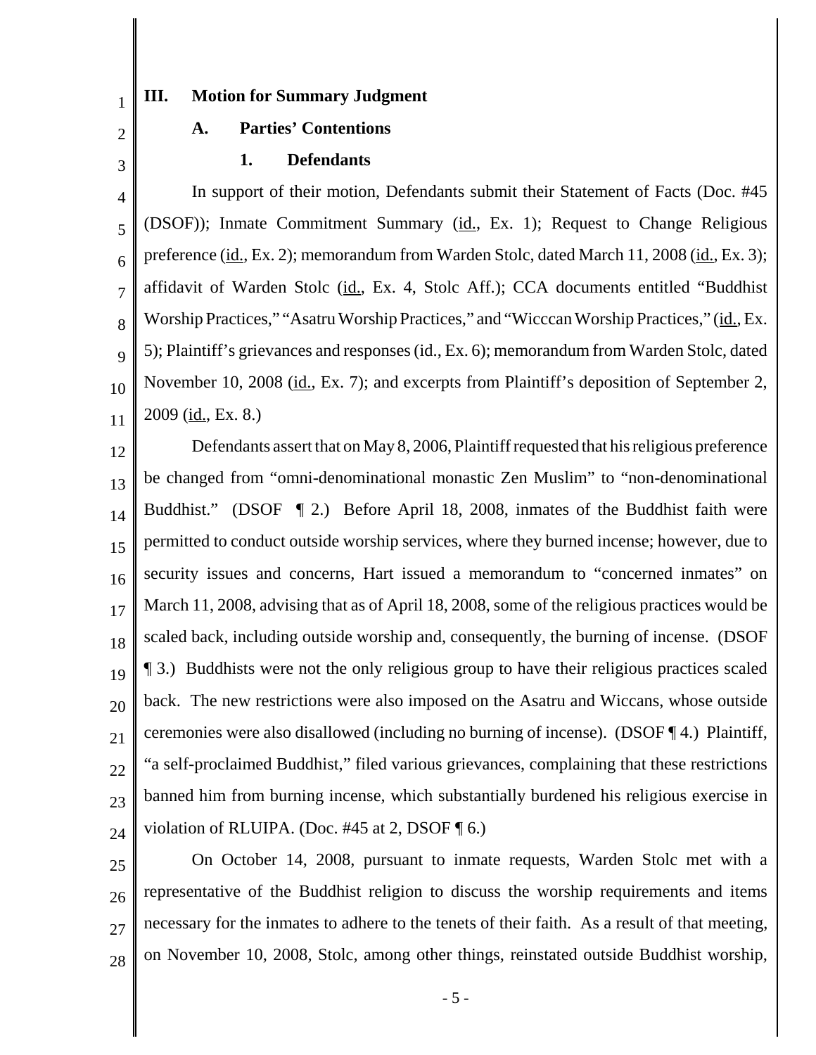## III. Motion for Summary Judgment

### A. Parties' Contentions

#### 1. Defendants

In support of their motion, Defendants submit their Statement of Facts (Doc. #45 (DSOF)); Inmate Commitment Summary (id., Ex. 1); Request to Change Religious preference (id., Ex. 2); memorandum from Warden Stolc, dated March 11, 2008 (id., Ex. 3); affidavit of Warden Stolc (id., Ex. 4, Stolc Aff.); CCA documents entitled "Buddhist Worship Practices," "Asatru Worship Practices," and "Wicccan Worship Practices," (id., Ex. 5); Plaintiff's grievances and responses (id., Ex. 6); memorandum from Warden Stolc, dated November 10, 2008 (id., Ex. 7); and excerpts from Plaintiff's deposition of September 2, 2009 (id., Ex. 8.)

Defendants assert that on May 8, 2006, Plaintiff requested that his religious preference be changed from "omni-denominational monastic Zen Muslim" to "non-denominational Buddhist." (DSOF ¶ 2.) Before April 18, 2008, inmates of the Buddhist faith were permitted to conduct outside worship services, where they burned incense; however, due to security issues and concerns, Hart issued a memorandum to "concerned inmates" on March 11, 2008, advising that as of April 18, 2008, some of the religious practices would be scaled back, including outside worship and, consequently, the burning of incense. (DSOF ¶ 3.) Buddhists were not the only religious group to have their religious practices scaled back. The new restrictions were also imposed on the Asatru and Wiccans, whose outside ceremonies were also disallowed (including no burning of incense). (DSOF ¶ 4.) Plaintiff, "a self-proclaimed Buddhist," filed various grievances, complaining that these restrictions banned him from burning incense, which substantially burdened his religious exercise in violation of RLUIPA. (Doc. #45 at 2, DSOF ¶ 6.)

On October 14, 2008, pursuant to inmate requests, Warden Stolc met with a representative of the Buddhist religion to discuss the worship requirements and items necessary for the inmates to adhere to the tenets of their faith. As a result of that meeting, on November 10, 2008, Stolc, among other things, reinstated outside Buddhist worship,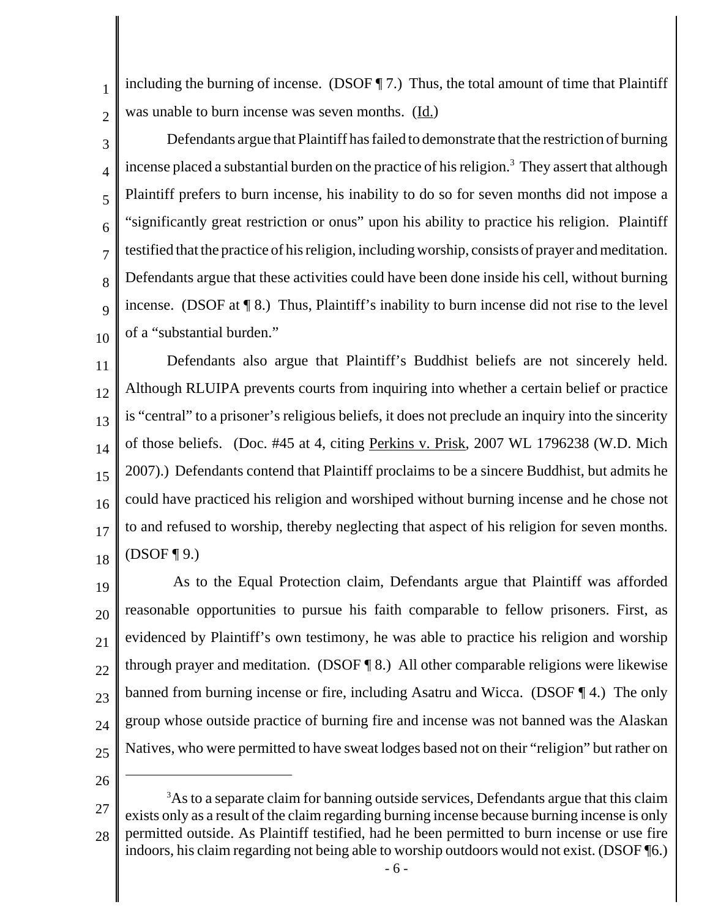including the burning of incense. (DSOF ¶ 7.) Thus, the total amount of time that Plaintiff was unable to burn incense was seven months. (Id.)

Defendants argue that Plaintiff has failed to demonstrate that the restriction of burning incense placed a substantial burden on the practice of his religion.[3] They assert that although Plaintiff prefers to burn incense, his inability to do so for seven months did not impose a "significantly great restriction or onus" upon his ability to practice his religion. Plaintiff testified that the practice of his religion, including worship, consists of prayer and meditation. Defendants argue that these activities could have been done inside his cell, without burning incense. (DSOF at ¶ 8.) Thus, Plaintiff's inability to burn incense did not rise to the level of a "substantial burden."

Defendants also argue that Plaintiff's Buddhist beliefs are not sincerely held. Although RLUIPA prevents courts from inquiring into whether a certain belief or practice is "central" to a prisoner's religious beliefs, it does not preclude an inquiry into the sincerity of those beliefs. (Doc. #45 at 4, citing Perkins v. Prisk, 2007 WL 1796238 (W.D. Mich 2007).) Defendants contend that Plaintiff proclaims to be a sincere Buddhist, but admits he could have practiced his religion and worshiped without burning incense and he chose not to and refused to worship, thereby neglecting that aspect of his religion for seven months. (DSOF ¶ 9.)

As to the Equal Protection claim, Defendants argue that Plaintiff was afforded reasonable opportunities to pursue his faith comparable to fellow prisoners. First, as evidenced by Plaintiff's own testimony, he was able to practice his religion and worship through prayer and meditation. (DSOF ¶ 8.) All other comparable religions were likewise banned from burning incense or fire, including Asatru and Wicca. (DSOF ¶ 4.) The only group whose outside practice of burning fire and incense was not banned was the Alaskan Natives, who were permitted to have sweat lodges based not on their "religion" but rather on

---

[3]As to a separate claim for banning outside services, Defendants argue that this claim exists only as a result of the claim regarding burning incense because burning incense is only permitted outside. As Plaintiff testified, had he been permitted to burn incense or use fire indoors, his claim regarding not being able to worship outdoors would not exist. (DSOF ¶6.)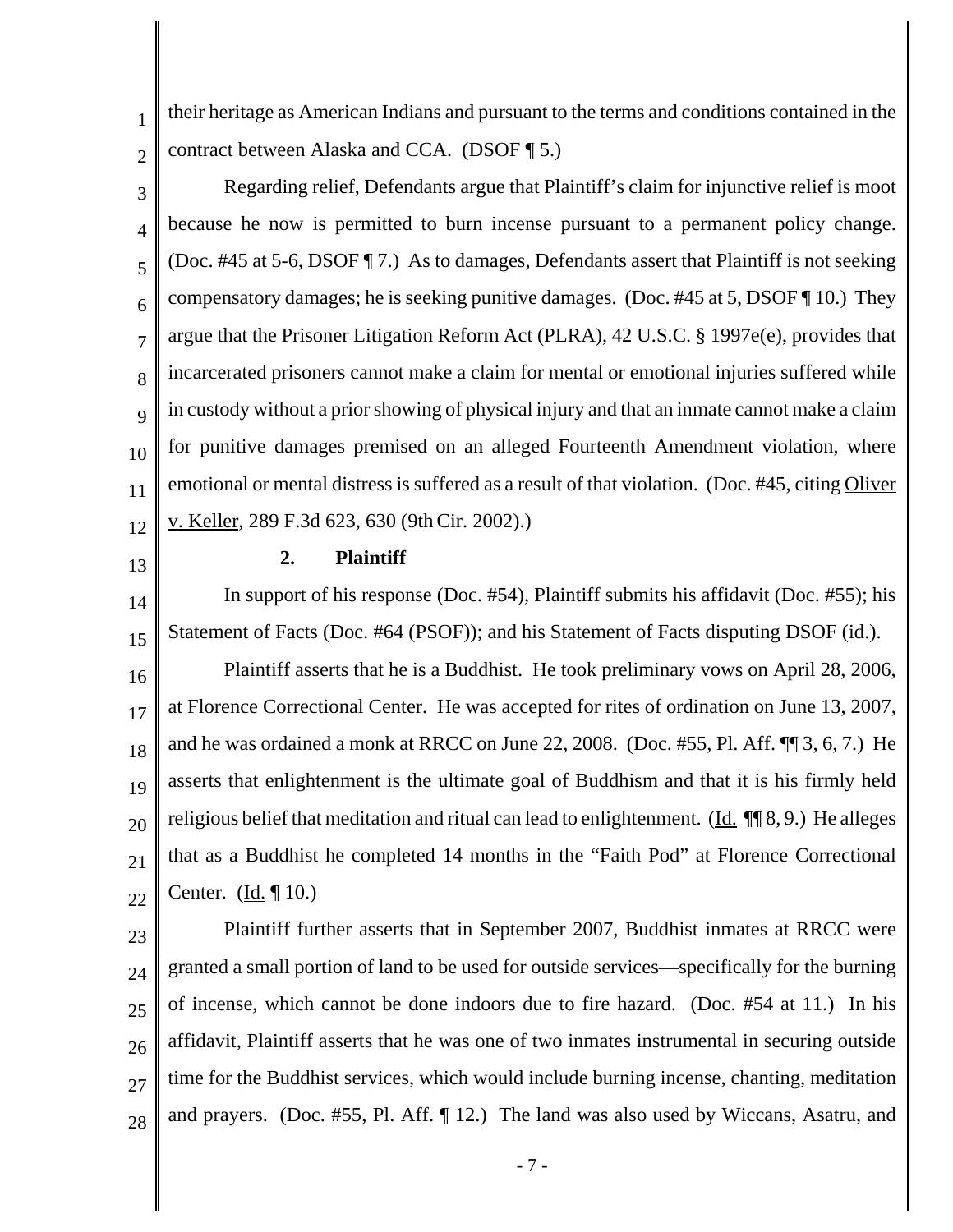their heritage as American Indians and pursuant to the terms and conditions contained in the contract between Alaska and CCA. (DSOF ¶ 5.)

Regarding relief, Defendants argue that Plaintiff's claim for injunctive relief is moot because he now is permitted to burn incense pursuant to a permanent policy change. (Doc. #45 at 5-6, DSOF ¶ 7.) As to damages, Defendants assert that Plaintiff is not seeking compensatory damages; he is seeking punitive damages. (Doc. #45 at 5, DSOF ¶ 10.) They argue that the Prisoner Litigation Reform Act (PLRA), 42 U.S.C. § 1997e(e), provides that incarcerated prisoners cannot make a claim for mental or emotional injuries suffered while in custody without a prior showing of physical injury and that an inmate cannot make a claim for punitive damages premised on an alleged Fourteenth Amendment violation, where emotional or mental distress is suffered as a result of that violation. (Doc. #45, citing Oliver v. Keller, 289 F.3d 623, 630 (9th Cir. 2002).)

**2. Plaintiff**

In support of his response (Doc. #54), Plaintiff submits his affidavit (Doc. #55); his Statement of Facts (Doc. #64 (PSOF)); and his Statement of Facts disputing DSOF (id.).

Plaintiff asserts that he is a Buddhist. He took preliminary vows on April 28, 2006, at Florence Correctional Center. He was accepted for rites of ordination on June 13, 2007, and he was ordained a monk at RRCC on June 22, 2008. (Doc. #55, Pl. Aff. ¶¶ 3, 6, 7.) He asserts that enlightenment is the ultimate goal of Buddhism and that it is his firmly held religious belief that meditation and ritual can lead to enlightenment. (Id. ¶¶ 8, 9.) He alleges that as a Buddhist he completed 14 months in the "Faith Pod" at Florence Correctional Center. (Id. ¶ 10.)

Plaintiff further asserts that in September 2007, Buddhist inmates at RRCC were granted a small portion of land to be used for outside services—specifically for the burning of incense, which cannot be done indoors due to fire hazard. (Doc. #54 at 11.) In his affidavit, Plaintiff asserts that he was one of two inmates instrumental in securing outside time for the Buddhist services, which would include burning incense, chanting, meditation and prayers. (Doc. #55, Pl. Aff. ¶ 12.) The land was also used by Wiccans, Asatru, and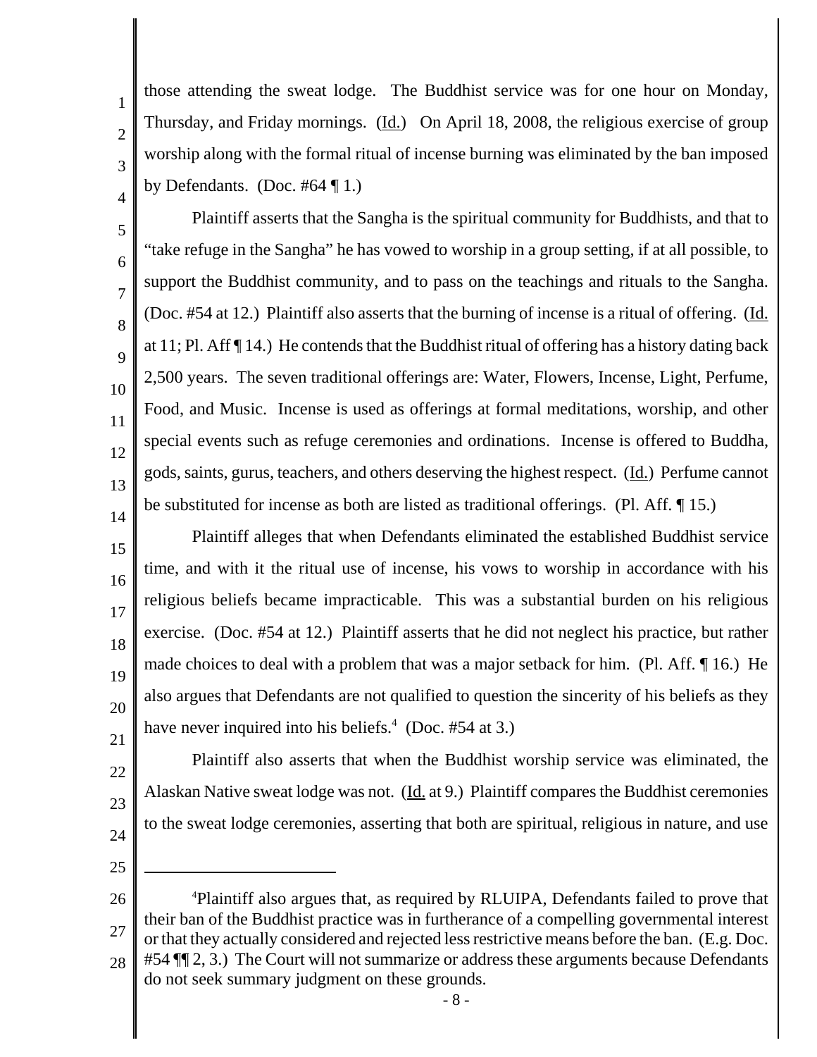those attending the sweat lodge. The Buddhist service was for one hour on Monday, Thursday, and Friday mornings. (Id.) On April 18, 2008, the religious exercise of group worship along with the formal ritual of incense burning was eliminated by the ban imposed by Defendants. (Doc. #64 ¶ 1.)

Plaintiff asserts that the Sangha is the spiritual community for Buddhists, and that to "take refuge in the Sangha" he has vowed to worship in a group setting, if at all possible, to support the Buddhist community, and to pass on the teachings and rituals to the Sangha. (Doc. #54 at 12.) Plaintiff also asserts that the burning of incense is a ritual of offering. (Id. at 11; Pl. Aff ¶ 14.) He contends that the Buddhist ritual of offering has a history dating back 2,500 years. The seven traditional offerings are: Water, Flowers, Incense, Light, Perfume, Food, and Music. Incense is used as offerings at formal meditations, worship, and other special events such as refuge ceremonies and ordinations. Incense is offered to Buddha, gods, saints, gurus, teachers, and others deserving the highest respect. (Id.) Perfume cannot be substituted for incense as both are listed as traditional offerings. (Pl. Aff. ¶ 15.)

Plaintiff alleges that when Defendants eliminated the established Buddhist service time, and with it the ritual use of incense, his vows to worship in accordance with his religious beliefs became impracticable. This was a substantial burden on his religious exercise. (Doc. #54 at 12.) Plaintiff asserts that he did not neglect his practice, but rather made choices to deal with a problem that was a major setback for him. (Pl. Aff. ¶ 16.) He also argues that Defendants are not qualified to question the sincerity of his beliefs as they have never inquired into his beliefs.[4] (Doc. #54 at 3.)

Plaintiff also asserts that when the Buddhist worship service was eliminated, the Alaskan Native sweat lodge was not. (Id. at 9.) Plaintiff compares the Buddhist ceremonies to the sweat lodge ceremonies, asserting that both are spiritual, religious in nature, and use

---

[4]Plaintiff also argues that, as required by RLUIPA, Defendants failed to prove that their ban of the Buddhist practice was in furtherance of a compelling governmental interest or that they actually considered and rejected less restrictive means before the ban. (E.g. Doc. #54 ¶¶ 2, 3.) The Court will not summarize or address these arguments because Defendants do not seek summary judgment on these grounds.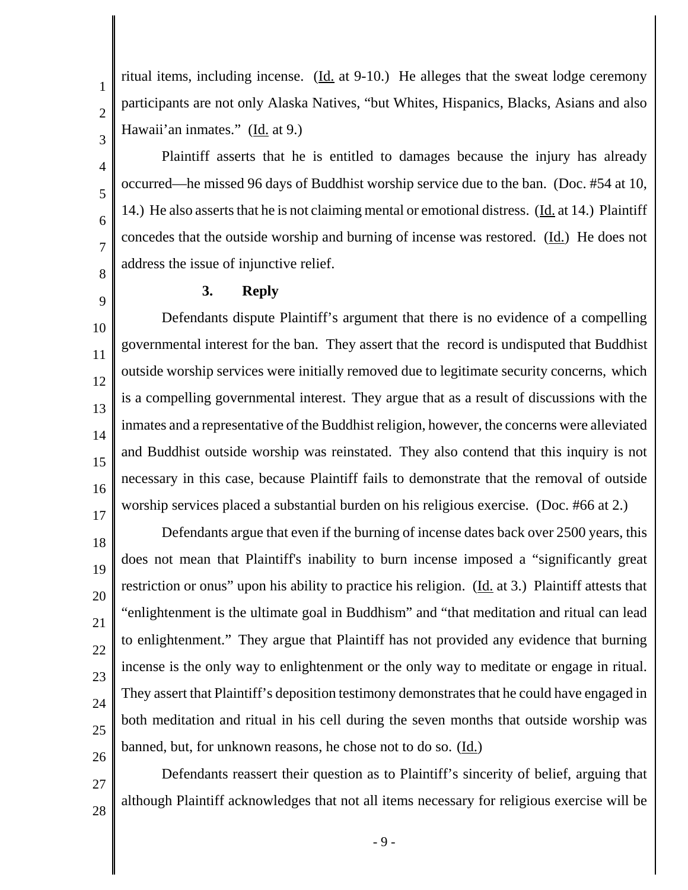ritual items, including incense. (Id. at 9-10.) He alleges that the sweat lodge ceremony participants are not only Alaska Natives, "but Whites, Hispanics, Blacks, Asians and also Hawaii'an inmates." (Id. at 9.)

Plaintiff asserts that he is entitled to damages because the injury has already occurred—he missed 96 days of Buddhist worship service due to the ban. (Doc. #54 at 10, 14.) He also asserts that he is not claiming mental or emotional distress. (Id. at 14.) Plaintiff concedes that the outside worship and burning of incense was restored. (Id.) He does not address the issue of injunctive relief.

### 3. Reply

Defendants dispute Plaintiff's argument that there is no evidence of a compelling governmental interest for the ban. They assert that the record is undisputed that Buddhist outside worship services were initially removed due to legitimate security concerns, which is a compelling governmental interest. They argue that as a result of discussions with the inmates and a representative of the Buddhist religion, however, the concerns were alleviated and Buddhist outside worship was reinstated. They also contend that this inquiry is not necessary in this case, because Plaintiff fails to demonstrate that the removal of outside worship services placed a substantial burden on his religious exercise. (Doc. #66 at 2.)

Defendants argue that even if the burning of incense dates back over 2500 years, this does not mean that Plaintiff's inability to burn incense imposed a "significantly great restriction or onus" upon his ability to practice his religion. (Id. at 3.) Plaintiff attests that "enlightenment is the ultimate goal in Buddhism" and "that meditation and ritual can lead to enlightenment." They argue that Plaintiff has not provided any evidence that burning incense is the only way to enlightenment or the only way to meditate or engage in ritual. They assert that Plaintiff's deposition testimony demonstrates that he could have engaged in both meditation and ritual in his cell during the seven months that outside worship was banned, but, for unknown reasons, he chose not to do so. (Id.)

Defendants reassert their question as to Plaintiff's sincerity of belief, arguing that although Plaintiff acknowledges that not all items necessary for religious exercise will be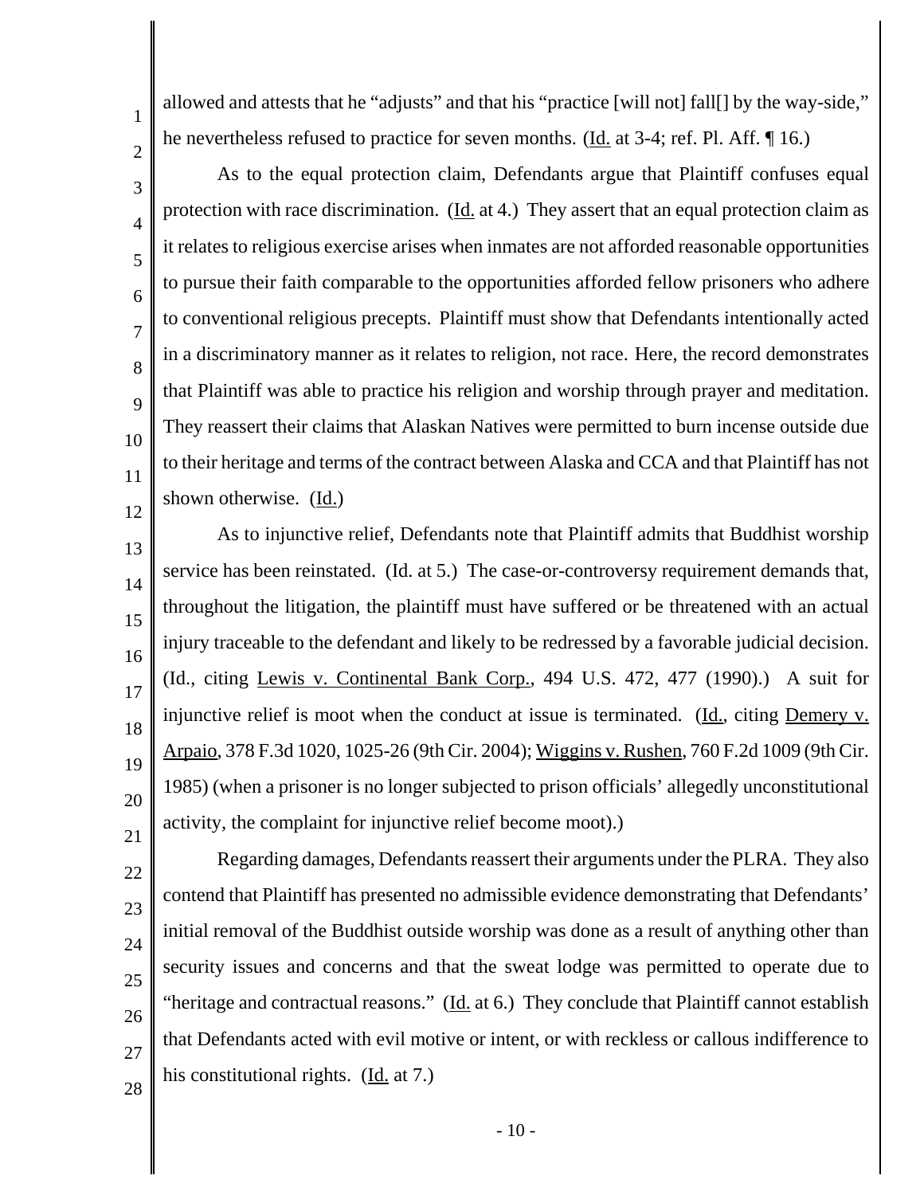allowed and attests that he "adjusts" and that his "practice [will not] fall[] by the way-side," he nevertheless refused to practice for seven months. (Id. at 3-4; ref. Pl. Aff. ¶ 16.)

As to the equal protection claim, Defendants argue that Plaintiff confuses equal protection with race discrimination. (Id. at 4.) They assert that an equal protection claim as it relates to religious exercise arises when inmates are not afforded reasonable opportunities to pursue their faith comparable to the opportunities afforded fellow prisoners who adhere to conventional religious precepts. Plaintiff must show that Defendants intentionally acted in a discriminatory manner as it relates to religion, not race. Here, the record demonstrates that Plaintiff was able to practice his religion and worship through prayer and meditation. They reassert their claims that Alaskan Natives were permitted to burn incense outside due to their heritage and terms of the contract between Alaska and CCA and that Plaintiff has not shown otherwise. (Id.)

As to injunctive relief, Defendants note that Plaintiff admits that Buddhist worship service has been reinstated. (Id. at 5.) The case-or-controversy requirement demands that, throughout the litigation, the plaintiff must have suffered or be threatened with an actual injury traceable to the defendant and likely to be redressed by a favorable judicial decision. (Id., citing Lewis v. Continental Bank Corp., 494 U.S. 472, 477 (1990).) A suit for injunctive relief is moot when the conduct at issue is terminated. (Id., citing Demery v. Arpaio, 378 F.3d 1020, 1025-26 (9th Cir. 2004); Wiggins v. Rushen, 760 F.2d 1009 (9th Cir. 1985) (when a prisoner is no longer subjected to prison officials' allegedly unconstitutional activity, the complaint for injunctive relief become moot).)

Regarding damages, Defendants reassert their arguments under the PLRA. They also contend that Plaintiff has presented no admissible evidence demonstrating that Defendants' initial removal of the Buddhist outside worship was done as a result of anything other than security issues and concerns and that the sweat lodge was permitted to operate due to "heritage and contractual reasons." (Id. at 6.) They conclude that Plaintiff cannot establish that Defendants acted with evil motive or intent, or with reckless or callous indifference to his constitutional rights. (Id. at 7.)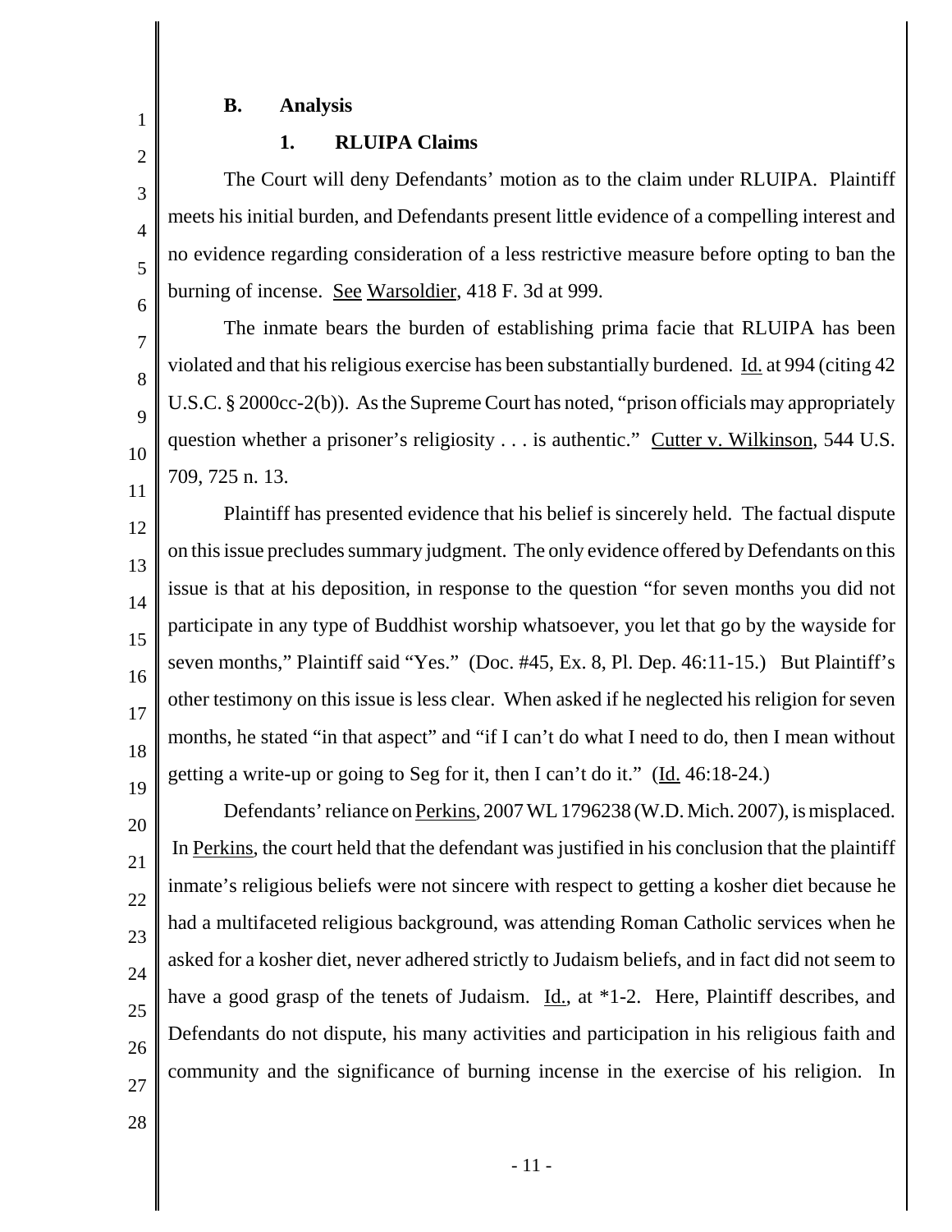### B. Analysis

#### 1. RLUIPA Claims

The Court will deny Defendants' motion as to the claim under RLUIPA. Plaintiff meets his initial burden, and Defendants present little evidence of a compelling interest and no evidence regarding consideration of a less restrictive measure before opting to ban the burning of incense. See Warsoldier, 418 F. 3d at 999.

The inmate bears the burden of establishing prima facie that RLUIPA has been violated and that his religious exercise has been substantially burdened. Id. at 994 (citing 42 U.S.C. § 2000cc-2(b)). As the Supreme Court has noted, "prison officials may appropriately question whether a prisoner's religiosity . . . is authentic." Cutter v. Wilkinson, 544 U.S. 709, 725 n. 13.

Plaintiff has presented evidence that his belief is sincerely held. The factual dispute on this issue precludes summary judgment. The only evidence offered by Defendants on this issue is that at his deposition, in response to the question "for seven months you did not participate in any type of Buddhist worship whatsoever, you let that go by the wayside for seven months," Plaintiff said "Yes." (Doc. #45, Ex. 8, Pl. Dep. 46:11-15.) But Plaintiff's other testimony on this issue is less clear. When asked if he neglected his religion for seven months, he stated "in that aspect" and "if I can't do what I need to do, then I mean without getting a write-up or going to Seg for it, then I can't do it." (Id. 46:18-24.)

Defendants' reliance on Perkins, 2007 WL 1796238 (W.D. Mich. 2007), is misplaced. In Perkins, the court held that the defendant was justified in his conclusion that the plaintiff inmate's religious beliefs were not sincere with respect to getting a kosher diet because he had a multifaceted religious background, was attending Roman Catholic services when he asked for a kosher diet, never adhered strictly to Judaism beliefs, and in fact did not seem to have a good grasp of the tenets of Judaism. Id., at *1-2. Here, Plaintiff describes, and Defendants do not dispute, his many activities and participation in his religious faith and community and the significance of burning incense in the exercise of his religion. In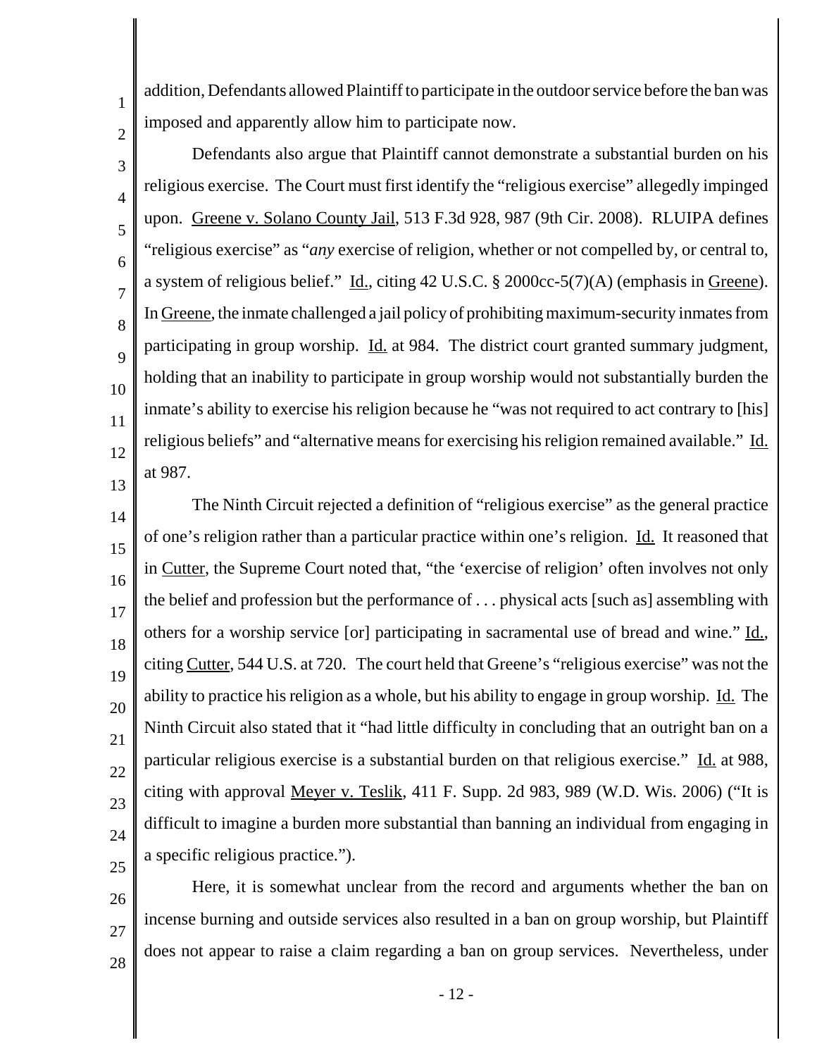addition, Defendants allowed Plaintiff to participate in the outdoor service before the ban was imposed and apparently allow him to participate now.

Defendants also argue that Plaintiff cannot demonstrate a substantial burden on his religious exercise. The Court must first identify the "religious exercise" allegedly impinged upon. Greene v. Solano County Jail, 513 F.3d 928, 987 (9th Cir. 2008). RLUIPA defines "religious exercise" as "*any* exercise of religion, whether or not compelled by, or central to, a system of religious belief." Id., citing 42 U.S.C. § 2000cc-5(7)(A) (emphasis in Greene). In Greene, the inmate challenged a jail policy of prohibiting maximum-security inmates from participating in group worship. Id. at 984. The district court granted summary judgment, holding that an inability to participate in group worship would not substantially burden the inmate's ability to exercise his religion because he "was not required to act contrary to [his] religious beliefs" and "alternative means for exercising his religion remained available." Id. at 987.

The Ninth Circuit rejected a definition of "religious exercise" as the general practice of one's religion rather than a particular practice within one's religion. Id. It reasoned that in Cutter, the Supreme Court noted that, "the 'exercise of religion' often involves not only the belief and profession but the performance of . . . physical acts [such as] assembling with others for a worship service [or] participating in sacramental use of bread and wine." Id., citing Cutter, 544 U.S. at 720. The court held that Greene's "religious exercise" was not the ability to practice his religion as a whole, but his ability to engage in group worship. Id. The Ninth Circuit also stated that it "had little difficulty in concluding that an outright ban on a particular religious exercise is a substantial burden on that religious exercise." Id. at 988, citing with approval Meyer v. Teslik, 411 F. Supp. 2d 983, 989 (W.D. Wis. 2006) ("It is difficult to imagine a burden more substantial than banning an individual from engaging in a specific religious practice.").

Here, it is somewhat unclear from the record and arguments whether the ban on incense burning and outside services also resulted in a ban on group worship, but Plaintiff does not appear to raise a claim regarding a ban on group services. Nevertheless, under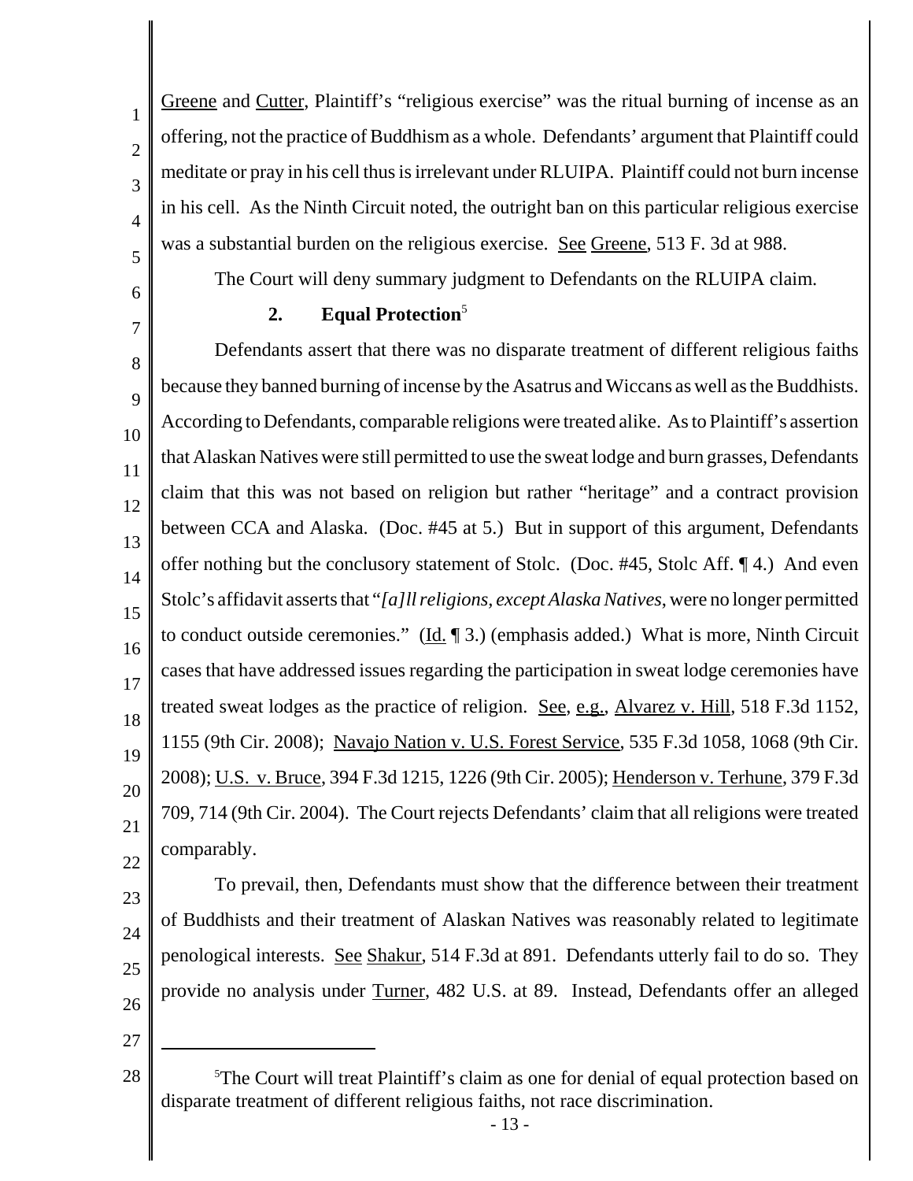Greene and Cutter, Plaintiff's "religious exercise" was the ritual burning of incense as an offering, not the practice of Buddhism as a whole. Defendants' argument that Plaintiff could meditate or pray in his cell thus is irrelevant under RLUIPA. Plaintiff could not burn incense in his cell. As the Ninth Circuit noted, the outright ban on this particular religious exercise was a substantial burden on the religious exercise. See Greene, 513 F. 3d at 988.

The Court will deny summary judgment to Defendants on the RLUIPA claim.

### 2. Equal Protection[5]

Defendants assert that there was no disparate treatment of different religious faiths because they banned burning of incense by the Asatrus and Wiccans as well as the Buddhists. According to Defendants, comparable religions were treated alike. As to Plaintiff's assertion that Alaskan Natives were still permitted to use the sweat lodge and burn grasses, Defendants claim that this was not based on religion but rather "heritage" and a contract provision between CCA and Alaska. (Doc. #45 at 5.) But in support of this argument, Defendants offer nothing but the conclusory statement of Stolc. (Doc. #45, Stolc Aff. ¶ 4.) And even Stolc's affidavit asserts that "*[a]ll religions, except Alaska Natives*, were no longer permitted to conduct outside ceremonies." (Id. ¶ 3.) (emphasis added.) What is more, Ninth Circuit cases that have addressed issues regarding the participation in sweat lodge ceremonies have treated sweat lodges as the practice of religion. See, e.g., Alvarez v. Hill, 518 F.3d 1152, 1155 (9th Cir. 2008); Navajo Nation v. U.S. Forest Service, 535 F.3d 1058, 1068 (9th Cir. 2008); U.S. v. Bruce, 394 F.3d 1215, 1226 (9th Cir. 2005); Henderson v. Terhune, 379 F.3d 709, 714 (9th Cir. 2004). The Court rejects Defendants' claim that all religions were treated comparably.

To prevail, then, Defendants must show that the difference between their treatment of Buddhists and their treatment of Alaskan Natives was reasonably related to legitimate penological interests. See Shakur, 514 F.3d at 891. Defendants utterly fail to do so. They provide no analysis under Turner, 482 U.S. at 89. Instead, Defendants offer an alleged

---

[5] The Court will treat Plaintiff's claim as one for denial of equal protection based on disparate treatment of different religious faiths, not race discrimination.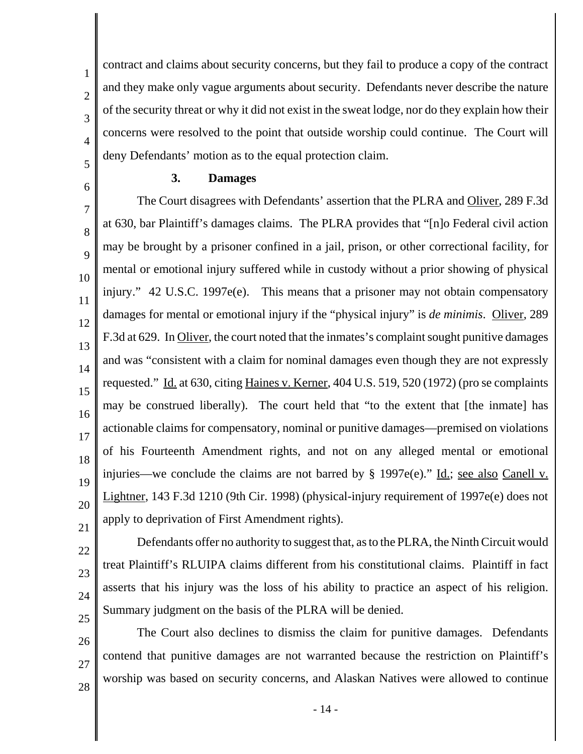contract and claims about security concerns, but they fail to produce a copy of the contract and they make only vague arguments about security. Defendants never describe the nature of the security threat or why it did not exist in the sweat lodge, nor do they explain how their concerns were resolved to the point that outside worship could continue. The Court will deny Defendants' motion as to the equal protection claim.

### 3. Damages

The Court disagrees with Defendants' assertion that the PLRA and Oliver, 289 F.3d at 630, bar Plaintiff's damages claims. The PLRA provides that "[n]o Federal civil action may be brought by a prisoner confined in a jail, prison, or other correctional facility, for mental or emotional injury suffered while in custody without a prior showing of physical injury." 42 U.S.C. 1997e(e). This means that a prisoner may not obtain compensatory damages for mental or emotional injury if the "physical injury" is *de minimis*. Oliver, 289 F.3d at 629. In Oliver, the court noted that the inmates's complaint sought punitive damages and was "consistent with a claim for nominal damages even though they are not expressly requested." Id. at 630, citing Haines v. Kerner, 404 U.S. 519, 520 (1972) (pro se complaints may be construed liberally). The court held that "to the extent that [the inmate] has actionable claims for compensatory, nominal or punitive damages—premised on violations of his Fourteenth Amendment rights, and not on any alleged mental or emotional injuries—we conclude the claims are not barred by § 1997e(e)." Id.; see also Canell v. Lightner, 143 F.3d 1210 (9th Cir. 1998) (physical-injury requirement of 1997e(e) does not apply to deprivation of First Amendment rights).

Defendants offer no authority to suggest that, as to the PLRA, the Ninth Circuit would treat Plaintiff's RLUIPA claims different from his constitutional claims. Plaintiff in fact asserts that his injury was the loss of his ability to practice an aspect of his religion. Summary judgment on the basis of the PLRA will be denied.

The Court also declines to dismiss the claim for punitive damages. Defendants contend that punitive damages are not warranted because the restriction on Plaintiff's worship was based on security concerns, and Alaskan Natives were allowed to continue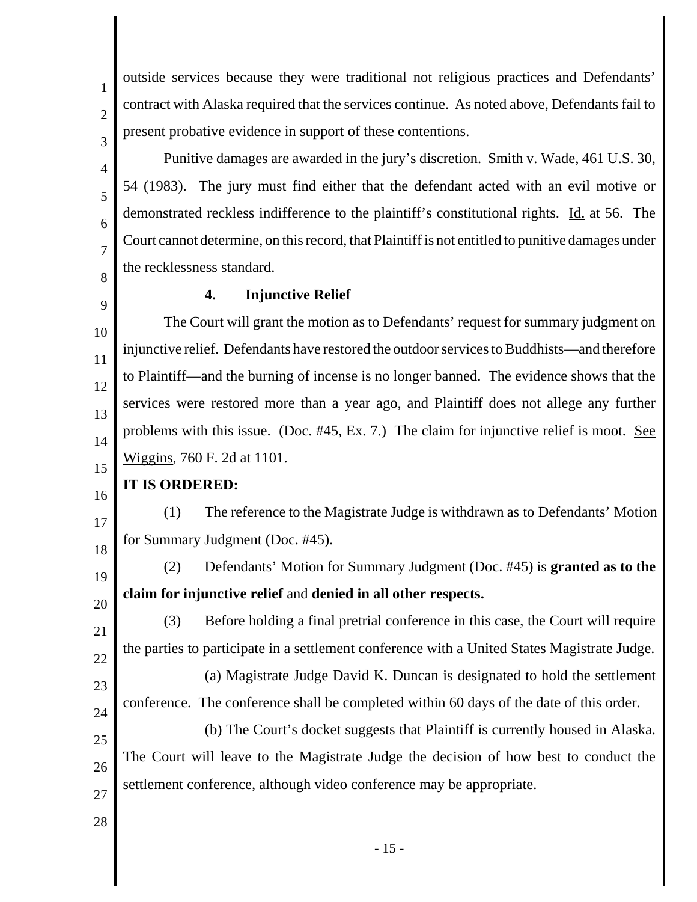outside services because they were traditional not religious practices and Defendants' contract with Alaska required that the services continue. As noted above, Defendants fail to present probative evidence in support of these contentions.

Punitive damages are awarded in the jury's discretion. Smith v. Wade, 461 U.S. 30, 54 (1983). The jury must find either that the defendant acted with an evil motive or demonstrated reckless indifference to the plaintiff's constitutional rights. Id. at 56. The Court cannot determine, on this record, that Plaintiff is not entitled to punitive damages under the recklessness standard.

### 4. Injunctive Relief

The Court will grant the motion as to Defendants' request for summary judgment on injunctive relief. Defendants have restored the outdoor services to Buddhists—and therefore to Plaintiff—and the burning of incense is no longer banned. The evidence shows that the services were restored more than a year ago, and Plaintiff does not allege any further problems with this issue. (Doc. #45, Ex. 7.) The claim for injunctive relief is moot. See Wiggins, 760 F. 2d at 1101.

**IT IS ORDERED:**

(1) The reference to the Magistrate Judge is withdrawn as to Defendants' Motion for Summary Judgment (Doc. #45).

(2) Defendants' Motion for Summary Judgment (Doc. #45) is **granted as to the claim for injunctive relief** and **denied in all other respects.**

(3) Before holding a final pretrial conference in this case, the Court will require the parties to participate in a settlement conference with a United States Magistrate Judge.

(a) Magistrate Judge David K. Duncan is designated to hold the settlement conference. The conference shall be completed within 60 days of the date of this order.

(b) The Court's docket suggests that Plaintiff is currently housed in Alaska. The Court will leave to the Magistrate Judge the decision of how best to conduct the settlement conference, although video conference may be appropriate.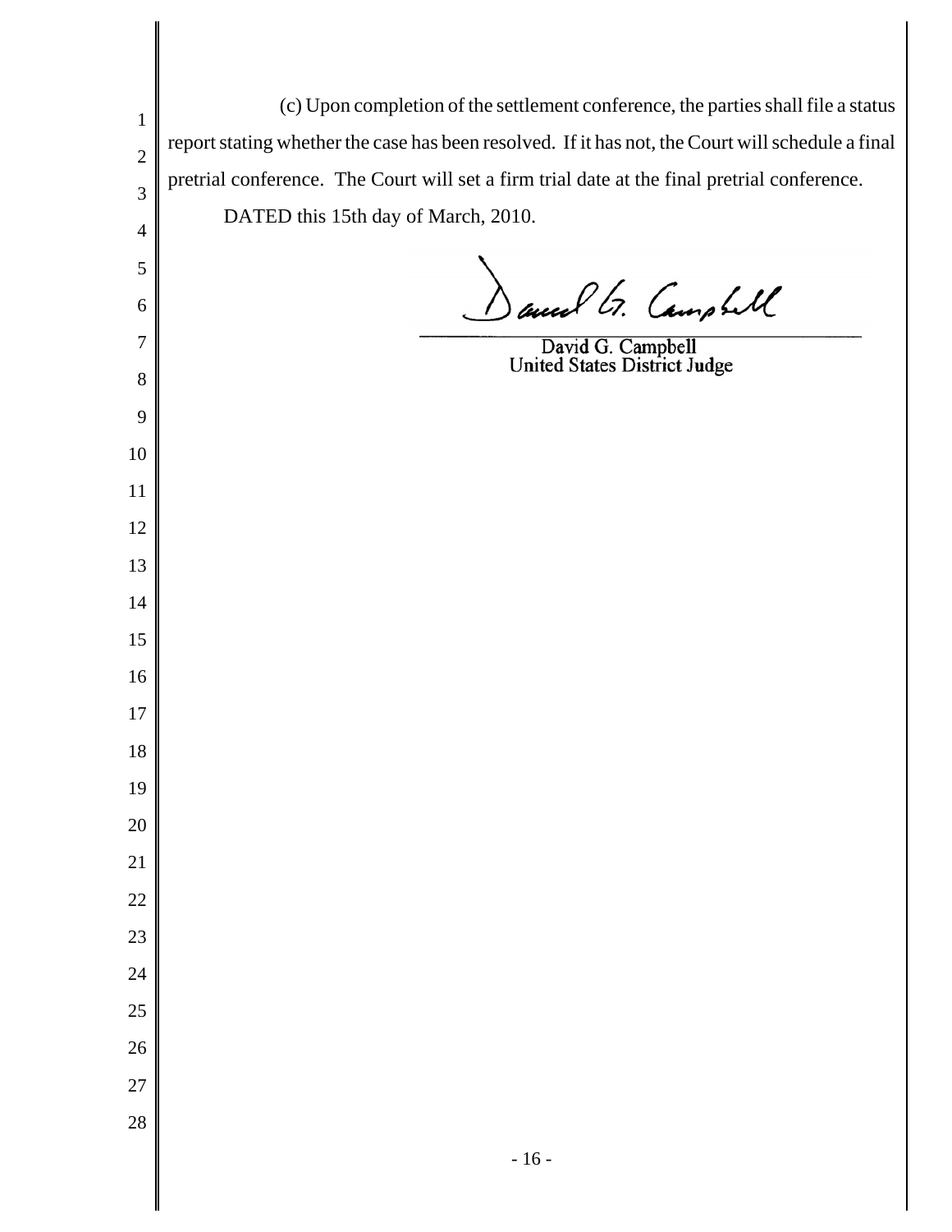(c) Upon completion of the settlement conference, the parties shall file a status report stating whether the case has been resolved. If it has not, the Court will schedule a final pretrial conference. The Court will set a firm trial date at the final pretrial conference.

DATED this 15th day of March, 2010.

David G. Campbell
United States District Judge